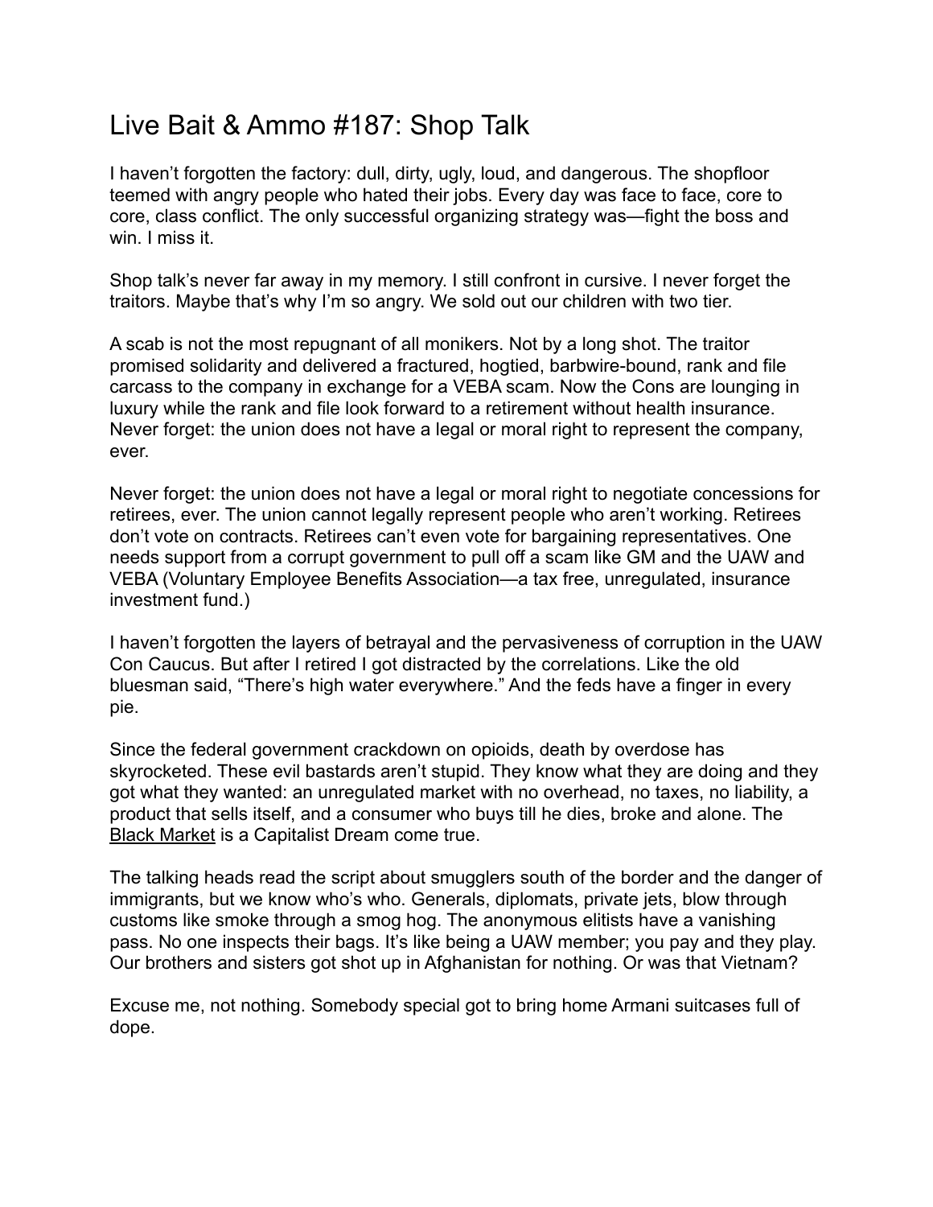# Live Bait & Ammo #187: Shop Talk

I haven't forgotten the factory: dull, dirty, ugly, loud, and dangerous. The shopfloor teemed with angry people who hated their jobs. Every day was face to face, core to core, class conflict. The only successful organizing strategy was—fight the boss and win. I miss it.

Shop talk's never far away in my memory. I still confront in cursive. I never forget the traitors. Maybe that's why I'm so angry. We sold out our children with two tier.

A scab is not the most repugnant of all monikers. Not by a long shot. The traitor promised solidarity and delivered a fractured, hogtied, barbwire-bound, rank and file carcass to the company in exchange for a VEBA scam. Now the Cons are lounging in luxury while the rank and file look forward to a retirement without health insurance. Never forget: the union does not have a legal or moral right to represent the company, ever.

Never forget: the union does not have a legal or moral right to negotiate concessions for retirees, ever. The union cannot legally represent people who aren't working. Retirees don't vote on contracts. Retirees can't even vote for bargaining representatives. One needs support from a corrupt government to pull off a scam like GM and the UAW and VEBA (Voluntary Employee Benefits Association—a tax free, unregulated, insurance investment fund.)

I haven't forgotten the layers of betrayal and the pervasiveness of corruption in the UAW Con Caucus. But after I retired I got distracted by the correlations. Like the old bluesman said, "There's high water everywhere." And the feds have a finger in every pie.

Since the federal government crackdown on opioids, death by overdose has skyrocketed. These evil bastards aren't stupid. They know what they are doing and they got what they wanted: an unregulated market with no overhead, no taxes, no liability, a product that sells itself, and a consumer who buys till he dies, broke and alone. The Black Market is a Capitalist Dream come true.

The talking heads read the script about smugglers south of the border and the danger of immigrants, but we know who's who. Generals, diplomats, private jets, blow through customs like smoke through a smog hog. The anonymous elitists have a vanishing pass. No one inspects their bags. It's like being a UAW member; you pay and they play. Our brothers and sisters got shot up in Afghanistan for nothing. Or was that Vietnam?

Excuse me, not nothing. Somebody special got to bring home Armani suitcases full of dope.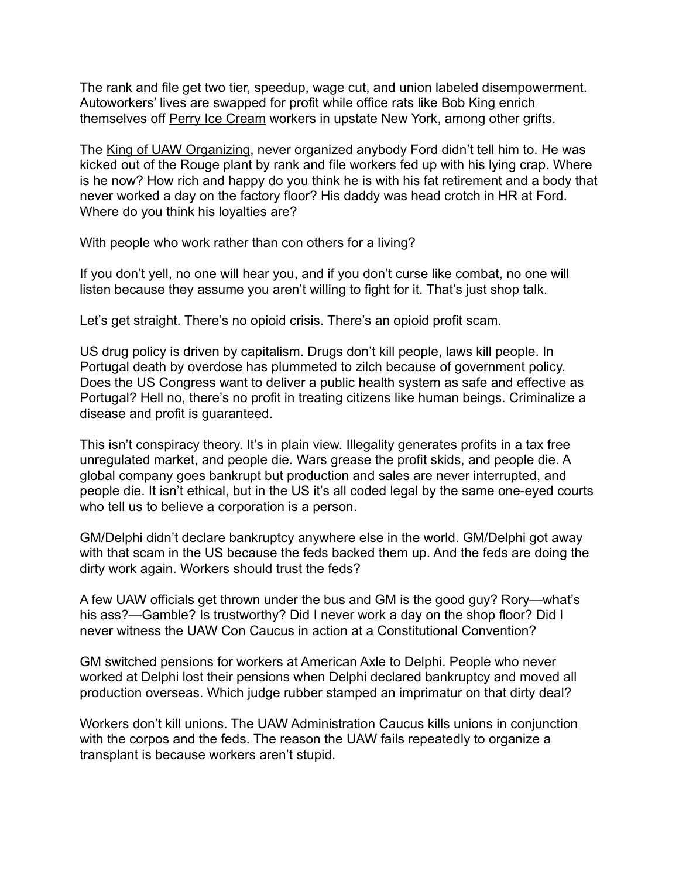The rank and file get two tier, speedup, wage cut, and union labeled disempowerment. Autoworkers' lives are swapped for profit while office rats like Bob King enrich themselves off Perry Ice Cream workers in upstate New York, among other grifts.

The King of UAW Organizing, never organized anybody Ford didn't tell him to. He was kicked out of the Rouge plant by rank and file workers fed up with his lying crap. Where is he now? How rich and happy do you think he is with his fat retirement and a body that never worked a day on the factory floor? His daddy was head crotch in HR at Ford. Where do you think his loyalties are?

With people who work rather than con others for a living?

If you don't yell, no one will hear you, and if you don't curse like combat, no one will listen because they assume you aren't willing to fight for it. That's just shop talk.

Let's get straight. There's no opioid crisis. There's an opioid profit scam.

US drug policy is driven by capitalism. Drugs don't kill people, laws kill people. In Portugal death by overdose has plummeted to zilch because of government policy. Does the US Congress want to deliver a public health system as safe and effective as Portugal? Hell no, there's no profit in treating citizens like human beings. Criminalize a disease and profit is guaranteed.

This isn't conspiracy theory. It's in plain view. Illegality generates profits in a tax free unregulated market, and people die. Wars grease the profit skids, and people die. A global company goes bankrupt but production and sales are never interrupted, and people die. It isn't ethical, but in the US it's all coded legal by the same one-eyed courts who tell us to believe a corporation is a person.

GM/Delphi didn't declare bankruptcy anywhere else in the world. GM/Delphi got away with that scam in the US because the feds backed them up. And the feds are doing the dirty work again. Workers should trust the feds?

A few UAW officials get thrown under the bus and GM is the good guy? Rory—what's his ass?—Gamble? Is trustworthy? Did I never work a day on the shop floor? Did I never witness the UAW Con Caucus in action at a Constitutional Convention?

GM switched pensions for workers at American Axle to Delphi. People who never worked at Delphi lost their pensions when Delphi declared bankruptcy and moved all production overseas. Which judge rubber stamped an imprimatur on that dirty deal?

Workers don't kill unions. The UAW Administration Caucus kills unions in conjunction with the corpos and the feds. The reason the UAW fails repeatedly to organize a transplant is because workers aren't stupid.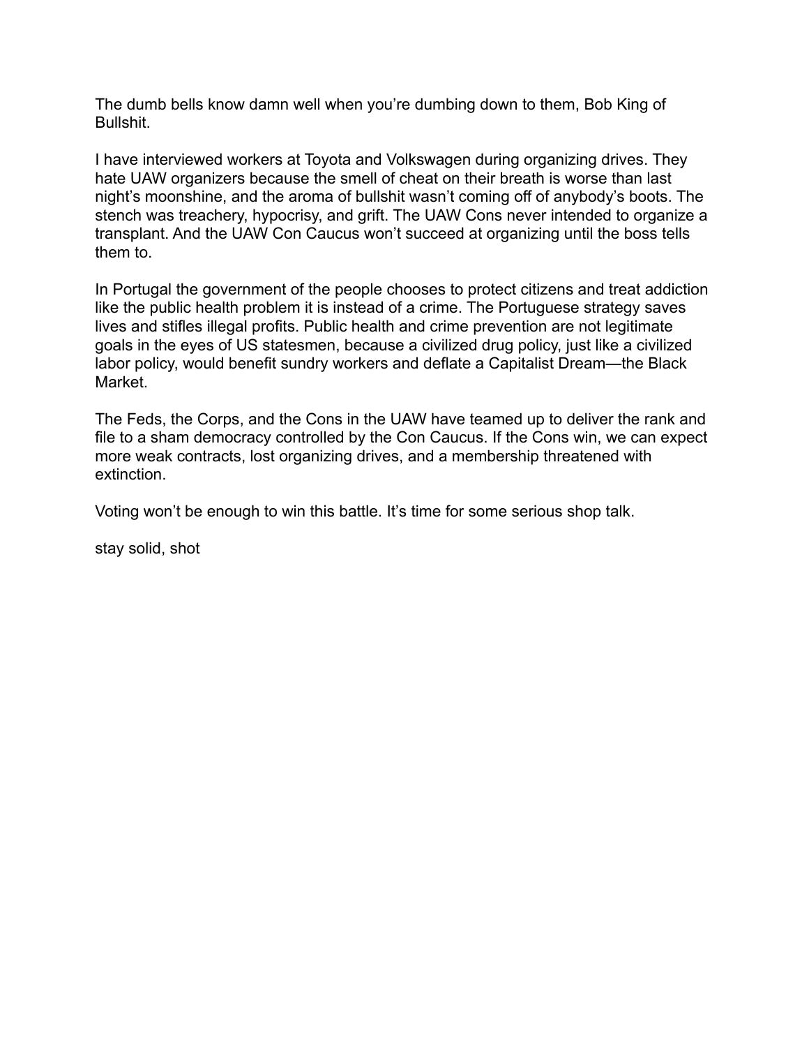The dumb bells know damn well when you're dumbing down to them, Bob King of Bullshit.

I have interviewed workers at Toyota and Volkswagen during organizing drives. They hate UAW organizers because the smell of cheat on their breath is worse than last night's moonshine, and the aroma of bullshit wasn't coming off of anybody's boots. The stench was treachery, hypocrisy, and grift. The UAW Cons never intended to organize a transplant. And the UAW Con Caucus won't succeed at organizing until the boss tells them to.

In Portugal the government of the people chooses to protect citizens and treat addiction like the public health problem it is instead of a crime. The Portuguese strategy saves lives and stifles illegal profits. Public health and crime prevention are not legitimate goals in the eyes of US statesmen, because a civilized drug policy, just like a civilized labor policy, would benefit sundry workers and deflate a Capitalist Dream—the Black Market.

The Feds, the Corps, and the Cons in the UAW have teamed up to deliver the rank and file to a sham democracy controlled by the Con Caucus. If the Cons win, we can expect more weak contracts, lost organizing drives, and a membership threatened with extinction.

Voting won't be enough to win this battle. It's time for some serious shop talk.

stay solid, shot